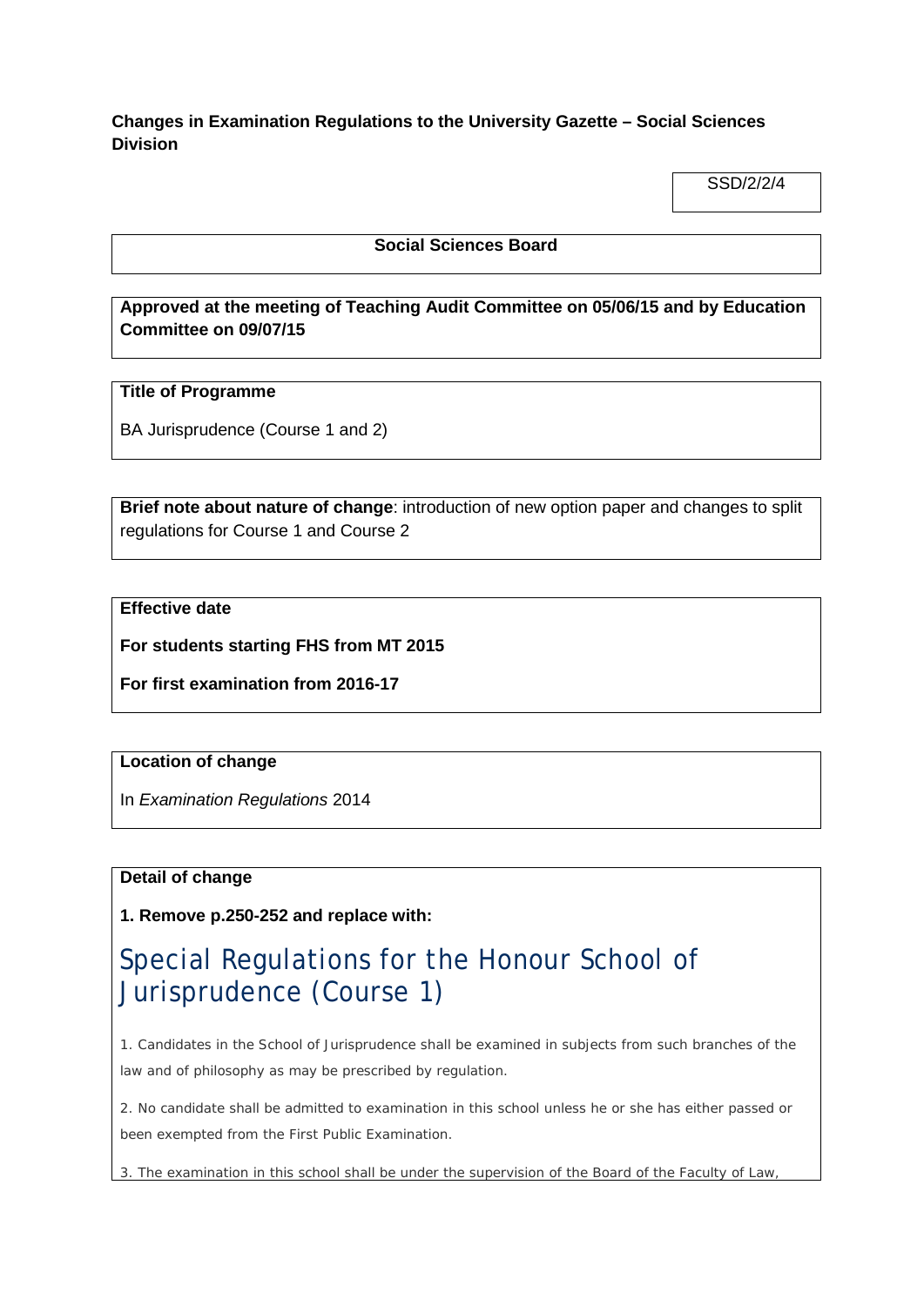**Changes in Examination Regulations to the University Gazette – Social Sciences Division**

SSD/2/2/4

**Social Sciences Board**

**Approved at the meeting of Teaching Audit Committee on 05/06/15 and by Education Committee on 09/07/15**

**Title of Programme**

BA Jurisprudence (Course 1 and 2)

**Brief note about nature of change**: introduction of new option paper and changes to split regulations for Course 1 and Course 2

**Effective date**

**For students starting FHS from MT 2015**

**For first examination from 2016-17**

**Location of change**

In *Examination Regulations* 2014

**Detail of change**

**1. Remove p.250-252 and replace with:**

# Special Regulations for the Honour School of Jurisprudence (Course 1)

1. Candidates in the School of Jurisprudence shall be examined in subjects from such branches of the law and of philosophy as may be prescribed by regulation.

2. No candidate shall be admitted to examination in this school unless he or she has either passed or been exempted from the First Public Examination.

3. The examination in this school shall be under the supervision of the Board of the Faculty of Law,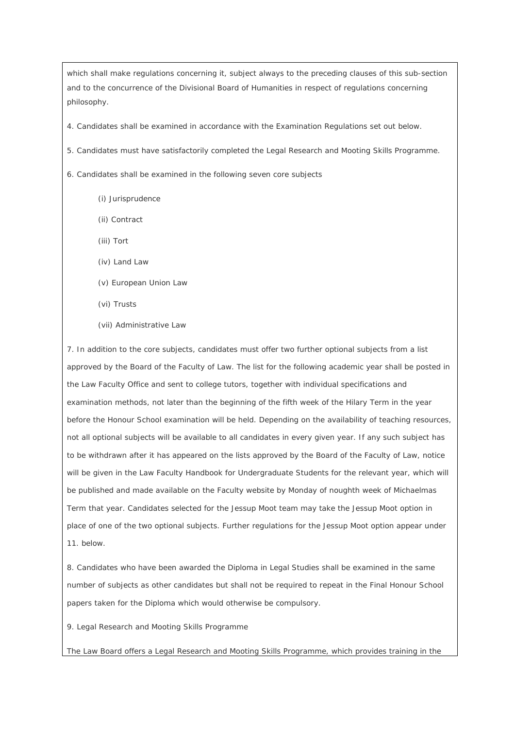which shall make regulations concerning it, subject always to the preceding clauses of this sub-section and to the concurrence of the Divisional Board of Humanities in respect of regulations concerning philosophy.

4. Candidates shall be examined in accordance with the Examination Regulations set out below.

5. Candidates must have satisfactorily completed the Legal Research and Mooting Skills Programme.

6. Candidates shall be examined in the following seven core subjects

   (i) Jurisprudence

   (ii) Contract

   (iii) Tort

   (iv) Land Law

   (v) European Union Law

   (vi) Trusts

   (vii) Administrative Law

7. In addition to the core subjects, candidates must offer two further optional subjects from a list approved by the Board of the Faculty of Law. The list for the following academic year shall be posted in the Law Faculty Office and sent to college tutors, together with individual specifications and examination methods, not later than the beginning of the fifth week of the Hilary Term in the year before the Honour School examination will be held. Depending on the availability of teaching resources, not all optional subjects will be available to all candidates in every given year. If any such subject has to be withdrawn after it has appeared on the lists approved by the Board of the Faculty of Law, notice will be given in the Law Faculty Handbook for Undergraduate Students for the relevant year, which will be published and made available on the Faculty website by Monday of noughth week of Michaelmas Term that year. Candidates selected for the Jessup Moot team may take the Jessup Moot option in place of one of the two optional subjects. Further regulations for the Jessup Moot option appear under 11. below.

8. Candidates who have been awarded the Diploma in Legal Studies shall be examined in the same number of subjects as other candidates but shall not be required to repeat in the Final Honour School papers taken for the Diploma which would otherwise be compulsory.

9. Legal Research and Mooting Skills Programme

The Law Board offers a Legal Research and Mooting Skills Programme, which provides training in the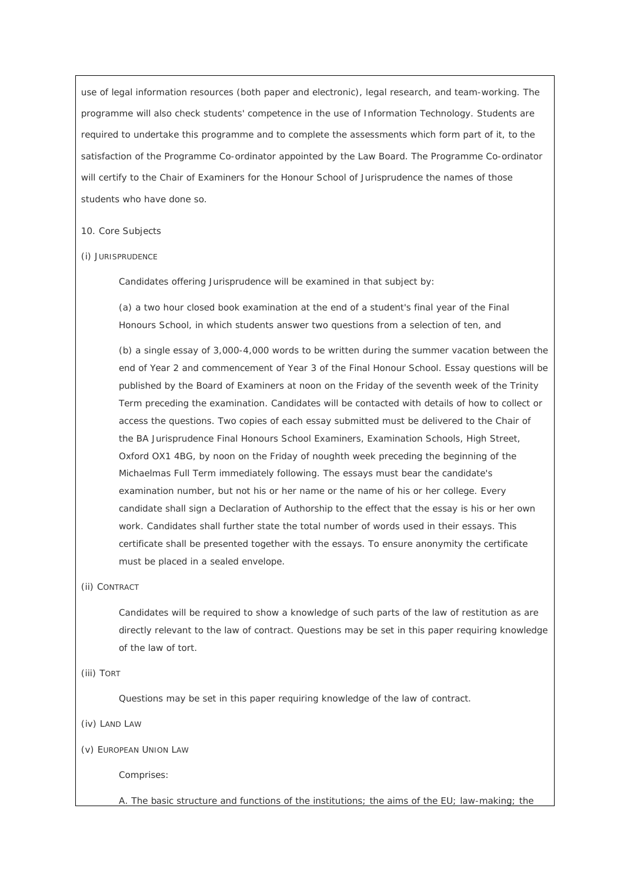use of legal information resources (both paper and electronic), legal research, and team-working. The programme will also check students' competence in the use of Information Technology. Students are required to undertake this programme and to complete the assessments which form part of it, to the satisfaction of the Programme Co-ordinator appointed by the Law Board. The Programme Co-ordinator will certify to the Chair of Examiners for the Honour School of Jurisprudence the names of those students who have done so.

10. Core Subjects

(i) JURISPRUDENCE

Candidates offering Jurisprudence will be examined in that subject by:

(a) a two hour closed book examination at the end of a student's final year of the Final Honours School, in which students answer two questions from a selection of ten, and

(b) a single essay of 3,000-4,000 words to be written during the summer vacation between the end of Year 2 and commencement of Year 3 of the Final Honour School. Essay questions will be published by the Board of Examiners at noon on the Friday of the seventh week of the Trinity Term preceding the examination. Candidates will be contacted with details of how to collect or access the questions. Two copies of each essay submitted must be delivered to the Chair of the BA Jurisprudence Final Honours School Examiners, Examination Schools, High Street, Oxford OX1 4BG, by noon on the Friday of noughth week preceding the beginning of the Michaelmas Full Term immediately following. The essays must bear the candidate's examination number, but not his or her name or the name of his or her college. Every candidate shall sign a Declaration of Authorship to the effect that the essay is his or her own work. Candidates shall further state the total number of words used in their essays. This certificate shall be presented together with the essays. To ensure anonymity the certificate must be placed in a sealed envelope.

(ii) CONTRACT

Candidates will be required to show a knowledge of such parts of the law of restitution as are directly relevant to the law of contract. Questions may be set in this paper requiring knowledge of the law of tort.

(iii) TORT

Questions may be set in this paper requiring knowledge of the law of contract.

(iv) LAND LAW

(v) EUROPEAN UNION LAW

Comprises:

A. The basic structure and functions of the institutions; the aims of the EU; law-making; the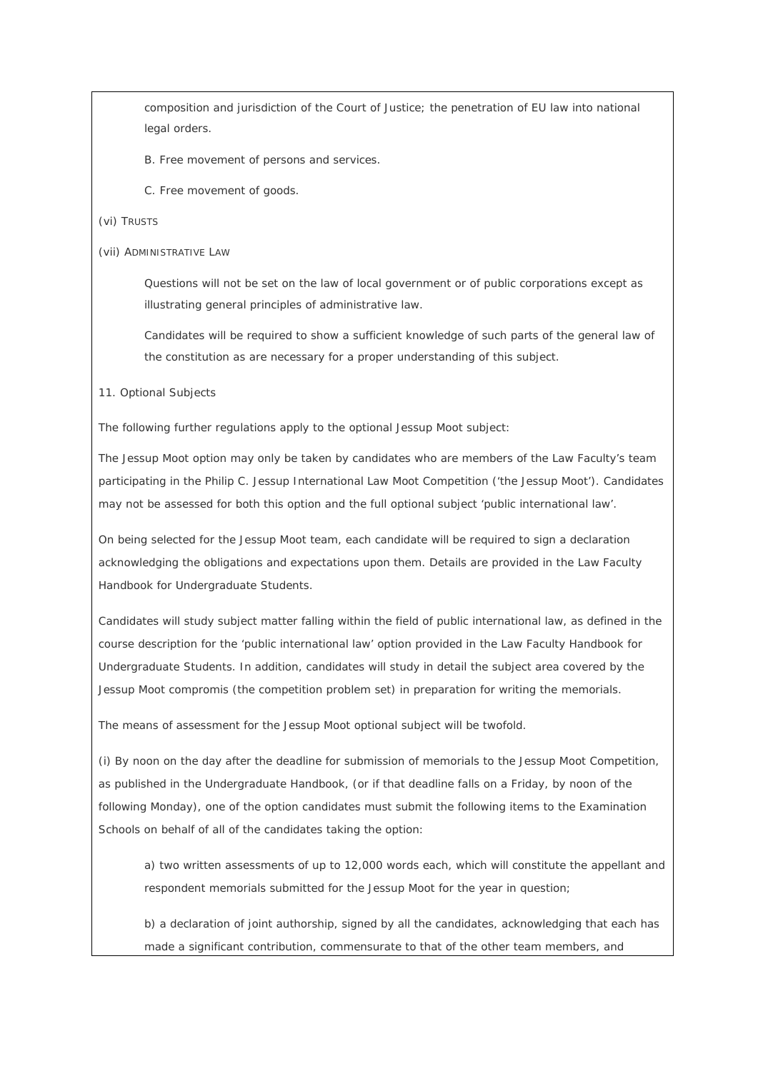composition and jurisdiction of the Court of Justice; the penetration of EU law into national legal orders.

B. Free movement of persons and services.

C. Free movement of goods.

(vi) TRUSTS

(vii) ADMINISTRATIVE LAW

Questions will not be set on the law of local government or of public corporations except as illustrating general principles of administrative law.

Candidates will be required to show a sufficient knowledge of such parts of the general law of the constitution as are necessary for a proper understanding of this subject.

11. Optional Subjects

The following further regulations apply to the optional Jessup Moot subject:

The Jessup Moot option may only be taken by candidates who are members of the Law Faculty's team participating in the Philip C. Jessup International Law Moot Competition ('the Jessup Moot'). Candidates may not be assessed for both this option and the full optional subject 'public international law'.

On being selected for the Jessup Moot team, each candidate will be required to sign a declaration acknowledging the obligations and expectations upon them. Details are provided in the Law Faculty Handbook for Undergraduate Students.

Candidates will study subject matter falling within the field of public international law, as defined in the course description for the 'public international law' option provided in the Law Faculty Handbook for Undergraduate Students. In addition, candidates will study in detail the subject area covered by the Jessup Moot compromis (the competition problem set) in preparation for writing the memorials.

The means of assessment for the Jessup Moot optional subject will be twofold.

(i) By noon on the day after the deadline for submission of memorials to the Jessup Moot Competition, as published in the Undergraduate Handbook, (or if that deadline falls on a Friday, by noon of the following Monday), one of the option candidates must submit the following items to the Examination Schools on behalf of all of the candidates taking the option:

a) two written assessments of up to 12,000 words each, which will constitute the appellant and respondent memorials submitted for the Jessup Moot for the year in question;

b) a declaration of joint authorship, signed by all the candidates, acknowledging that each has made a significant contribution, commensurate to that of the other team members, and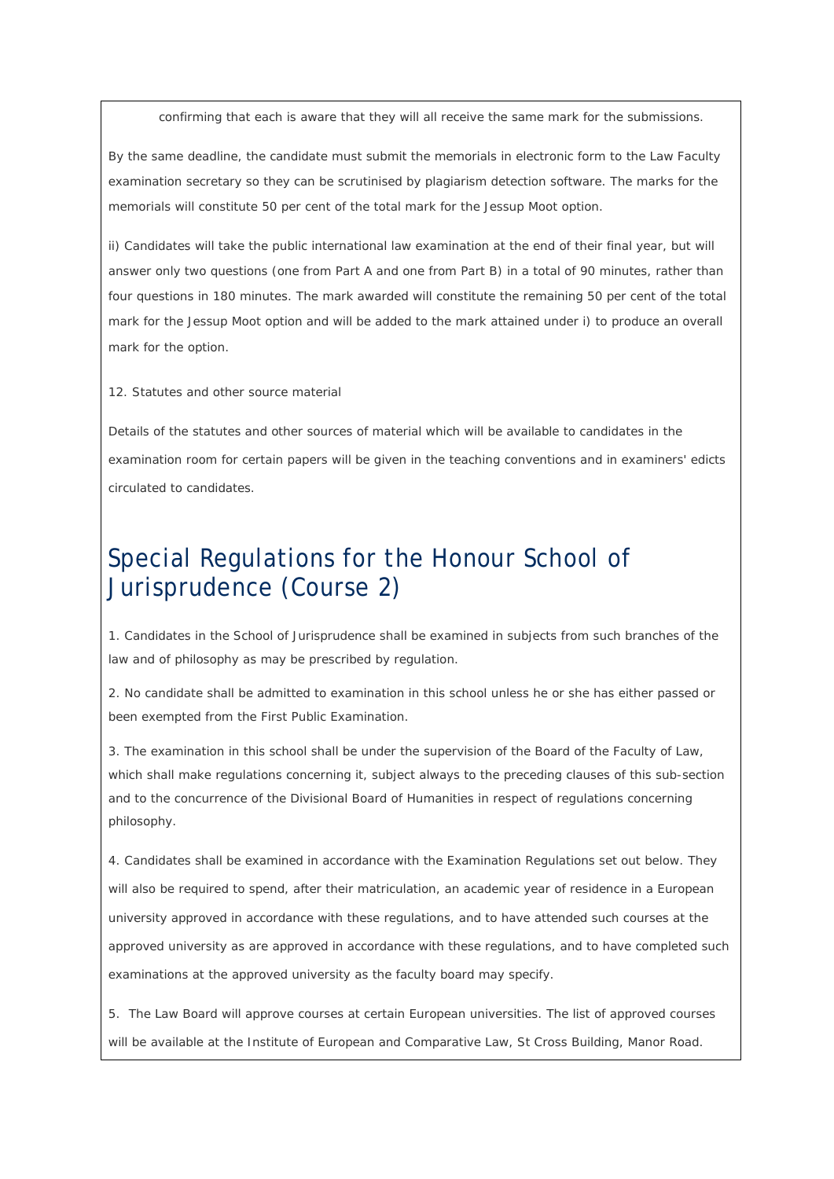confirming that each is aware that they will all receive the same mark for the submissions.

By the same deadline, the candidate must submit the memorials in electronic form to the Law Faculty examination secretary so they can be scrutinised by plagiarism detection software. The marks for the memorials will constitute 50 per cent of the total mark for the Jessup Moot option.

ii) Candidates will take the public international law examination at the end of their final year, but will answer only two questions (one from Part A and one from Part B) in a total of 90 minutes, rather than four questions in 180 minutes. The mark awarded will constitute the remaining 50 per cent of the total mark for the Jessup Moot option and will be added to the mark attained under i) to produce an overall mark for the option.

12. Statutes and other source material

Details of the statutes and other sources of material which will be available to candidates in the examination room for certain papers will be given in the teaching conventions and in examiners' edicts circulated to candidates.

# Special Regulations for the Honour School of Jurisprudence (Course 2)

1. Candidates in the School of Jurisprudence shall be examined in subjects from such branches of the law and of philosophy as may be prescribed by regulation.

2. No candidate shall be admitted to examination in this school unless he or she has either passed or been exempted from the First Public Examination.

3. The examination in this school shall be under the supervision of the Board of the Faculty of Law, which shall make regulations concerning it, subject always to the preceding clauses of this sub-section and to the concurrence of the Divisional Board of Humanities in respect of regulations concerning philosophy.

4. Candidates shall be examined in accordance with the Examination Regulations set out below. They will also be required to spend, after their matriculation, an academic year of residence in a European university approved in accordance with these regulations, and to have attended such courses at the approved university as are approved in accordance with these regulations, and to have completed such examinations at the approved university as the faculty board may specify.

5. The Law Board will approve courses at certain European universities. The list of approved courses will be available at the Institute of European and Comparative Law, St Cross Building, Manor Road.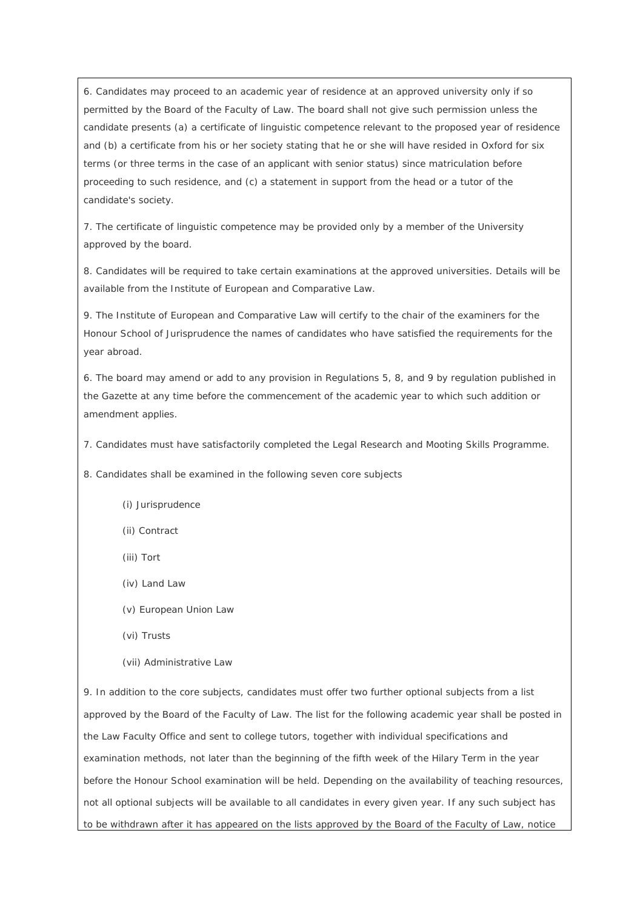6. Candidates may proceed to an academic year of residence at an approved university only if so permitted by the Board of the Faculty of Law. The board shall not give such permission unless the candidate presents (a) a certificate of linguistic competence relevant to the proposed year of residence and (b) a certificate from his or her society stating that he or she will have resided in Oxford for six terms (or three terms in the case of an applicant with senior status) since matriculation before proceeding to such residence, and (c) a statement in support from the head or a tutor of the candidate's society.

7. The certificate of linguistic competence may be provided only by a member of the University approved by the board.

8. Candidates will be required to take certain examinations at the approved universities. Details will be available from the Institute of European and Comparative Law.

9. The Institute of European and Comparative Law will certify to the chair of the examiners for the Honour School of Jurisprudence the names of candidates who have satisfied the requirements for the year abroad.

6. The board may amend or add to any provision in Regulations 5, 8, and 9 by regulation published in the Gazette at any time before the commencement of the academic year to which such addition or amendment applies.

7. Candidates must have satisfactorily completed the Legal Research and Mooting Skills Programme.

8. Candidates shall be examined in the following seven core subjects

(i) Jurisprudence

(ii) Contract

(iii) Tort

(iv) Land Law

(v) European Union Law

(vi) Trusts

(vii) Administrative Law

9. In addition to the core subjects, candidates must offer two further optional subjects from a list approved by the Board of the Faculty of Law. The list for the following academic year shall be posted in the Law Faculty Office and sent to college tutors, together with individual specifications and examination methods, not later than the beginning of the fifth week of the Hilary Term in the year before the Honour School examination will be held. Depending on the availability of teaching resources, not all optional subjects will be available to all candidates in every given year. If any such subject has to be withdrawn after it has appeared on the lists approved by the Board of the Faculty of Law, notice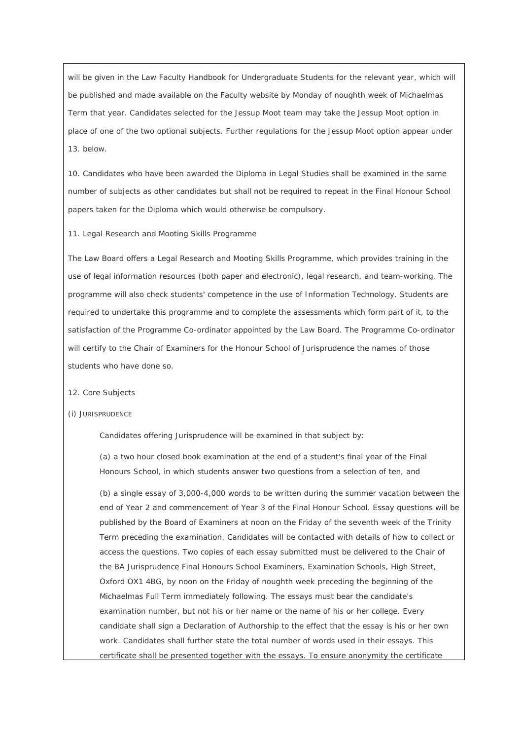will be given in the Law Faculty Handbook for Undergraduate Students for the relevant year, which will be published and made available on the Faculty website by Monday of noughth week of Michaelmas Term that year. Candidates selected for the Jessup Moot team may take the Jessup Moot option in place of one of the two optional subjects. Further regulations for the Jessup Moot option appear under 13. below.

10. Candidates who have been awarded the Diploma in Legal Studies shall be examined in the same number of subjects as other candidates but shall not be required to repeat in the Final Honour School papers taken for the Diploma which would otherwise be compulsory.

11. Legal Research and Mooting Skills Programme

The Law Board offers a Legal Research and Mooting Skills Programme, which provides training in the use of legal information resources (both paper and electronic), legal research, and team-working. The programme will also check students' competence in the use of Information Technology. Students are required to undertake this programme and to complete the assessments which form part of it, to the satisfaction of the Programme Co-ordinator appointed by the Law Board. The Programme Co-ordinator will certify to the Chair of Examiners for the Honour School of Jurisprudence the names of those students who have done so.

12. Core Subjects

(i) JURISPRUDENCE

Candidates offering Jurisprudence will be examined in that subject by:

(a) a two hour closed book examination at the end of a student's final year of the Final Honours School, in which students answer two questions from a selection of ten, and

(b) a single essay of 3,000-4,000 words to be written during the summer vacation between the end of Year 2 and commencement of Year 3 of the Final Honour School. Essay questions will be published by the Board of Examiners at noon on the Friday of the seventh week of the Trinity Term preceding the examination. Candidates will be contacted with details of how to collect or access the questions. Two copies of each essay submitted must be delivered to the Chair of the BA Jurisprudence Final Honours School Examiners, Examination Schools, High Street, Oxford OX1 4BG, by noon on the Friday of noughth week preceding the beginning of the Michaelmas Full Term immediately following. The essays must bear the candidate's examination number, but not his or her name or the name of his or her college. Every candidate shall sign a Declaration of Authorship to the effect that the essay is his or her own work. Candidates shall further state the total number of words used in their essays. This certificate shall be presented together with the essays. To ensure anonymity the certificate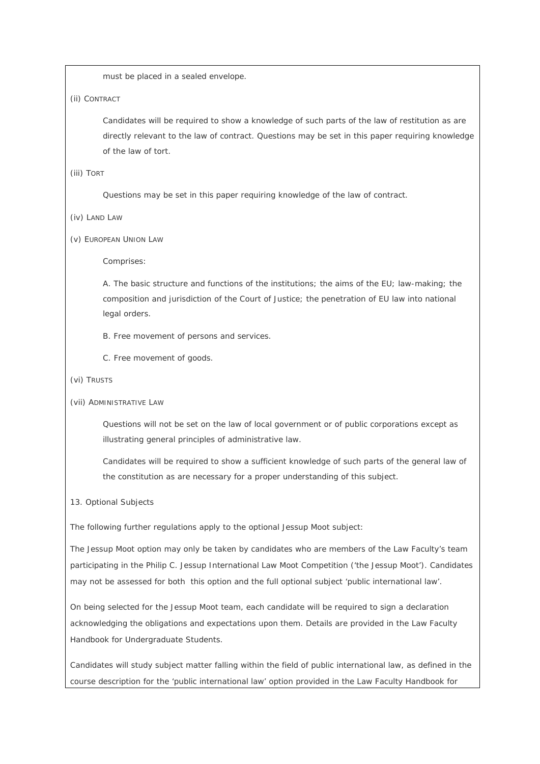must be placed in a sealed envelope.

(ii) CONTRACT

Candidates will be required to show a knowledge of such parts of the law of restitution as are directly relevant to the law of contract. Questions may be set in this paper requiring knowledge of the law of tort.

(iii) TORT

Questions may be set in this paper requiring knowledge of the law of contract.

(iv) LAND LAW

(v) EUROPEAN UNION LAW

Comprises:

A. The basic structure and functions of the institutions; the aims of the EU; law-making; the composition and jurisdiction of the Court of Justice; the penetration of EU law into national legal orders.

B. Free movement of persons and services.

C. Free movement of goods.

(vi) TRUSTS

(vii) ADMINISTRATIVE LAW

Questions will not be set on the law of local government or of public corporations except as illustrating general principles of administrative law.

Candidates will be required to show a sufficient knowledge of such parts of the general law of the constitution as are necessary for a proper understanding of this subject.

13. Optional Subjects

The following further regulations apply to the optional Jessup Moot subject:

The Jessup Moot option may only be taken by candidates who are members of the Law Faculty's team participating in the Philip C. Jessup International Law Moot Competition ('the Jessup Moot'). Candidates may not be assessed for both this option and the full optional subject 'public international law'.

On being selected for the Jessup Moot team, each candidate will be required to sign a declaration acknowledging the obligations and expectations upon them. Details are provided in the Law Faculty Handbook for Undergraduate Students.

Candidates will study subject matter falling within the field of public international law, as defined in the course description for the 'public international law' option provided in the Law Faculty Handbook for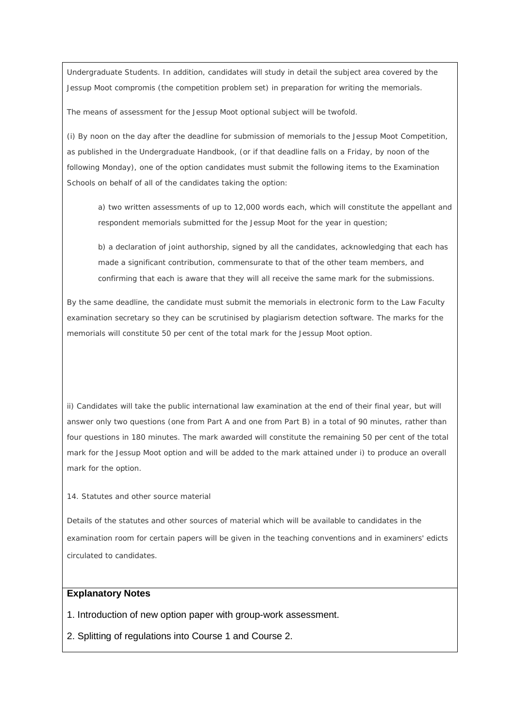Undergraduate Students. In addition, candidates will study in detail the subject area covered by the Jessup Moot compromis (the competition problem set) in preparation for writing the memorials.

The means of assessment for the Jessup Moot optional subject will be twofold.

(i) By noon on the day after the deadline for submission of memorials to the Jessup Moot Competition, as published in the Undergraduate Handbook, (or if that deadline falls on a Friday, by noon of the following Monday), one of the option candidates must submit the following items to the Examination Schools on behalf of all of the candidates taking the option:

> a) two written assessments of up to 12,000 words each, which will constitute the appellant and respondent memorials submitted for the Jessup Moot for the year in question;
>
> b) a declaration of joint authorship, signed by all the candidates, acknowledging that each has made a significant contribution, commensurate to that of the other team members, and confirming that each is aware that they will all receive the same mark for the submissions.

By the same deadline, the candidate must submit the memorials in electronic form to the Law Faculty examination secretary so they can be scrutinised by plagiarism detection software. The marks for the memorials will constitute 50 per cent of the total mark for the Jessup Moot option.

ii) Candidates will take the public international law examination at the end of their final year, but will answer only two questions (one from Part A and one from Part B) in a total of 90 minutes, rather than four questions in 180 minutes. The mark awarded will constitute the remaining 50 per cent of the total mark for the Jessup Moot option and will be added to the mark attained under i) to produce an overall mark for the option.

14. Statutes and other source material

Details of the statutes and other sources of material which will be available to candidates in the examination room for certain papers will be given in the teaching conventions and in examiners' edicts circulated to candidates.

**Explanatory Notes**

1. Introduction of new option paper with group-work assessment.

2. Splitting of regulations into Course 1 and Course 2.